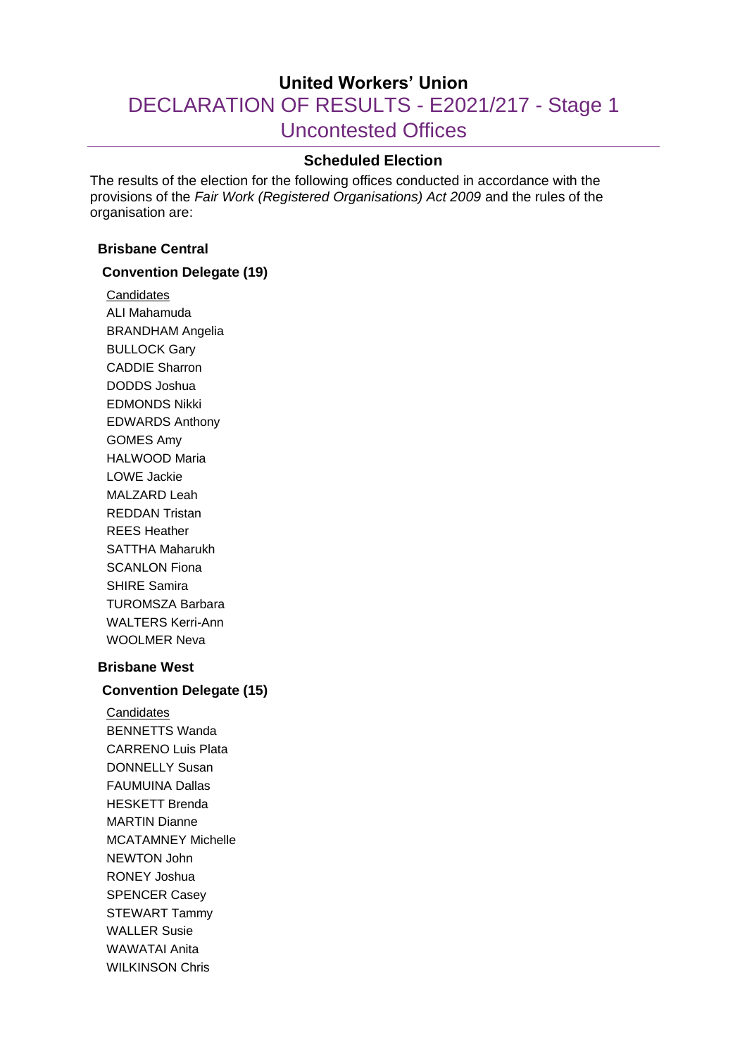# United Workers' Union

## DECLARATION OF RESULTS - E2021/217 - Stage 1 Uncontested Offices

### Scheduled Election

The results of the election for the following offices conducted in accordance with the provisions of the *Fair Work (Registered Organisations) Act 2009* and the rules of the organisation are:

**Brisbane Central**

**Convention Delegate (19)**

Candidates

ALI Mahamuda
BRANDHAM Angelia
BULLOCK Gary
CADDIE Sharron
DODDS Joshua
EDMONDS Nikki
EDWARDS Anthony
GOMES Amy
HALWOOD Maria
LOWE Jackie
MALZARD Leah
REDDAN Tristan
REES Heather
SATTHA Maharukh
SCANLON Fiona
SHIRE Samira
TUROMSZA Barbara
WALTERS Kerri-Ann
WOOLMER Neva

**Brisbane West**

**Convention Delegate (15)**

Candidates

BENNETTS Wanda
CARRENO Luis Plata
DONNELLY Susan
FAUMUINA Dallas
HESKETT Brenda
MARTIN Dianne
MCATAMNEY Michelle
NEWTON John
RONEY Joshua
SPENCER Casey
STEWART Tammy
WALLER Susie
WAWATAI Anita
WILKINSON Chris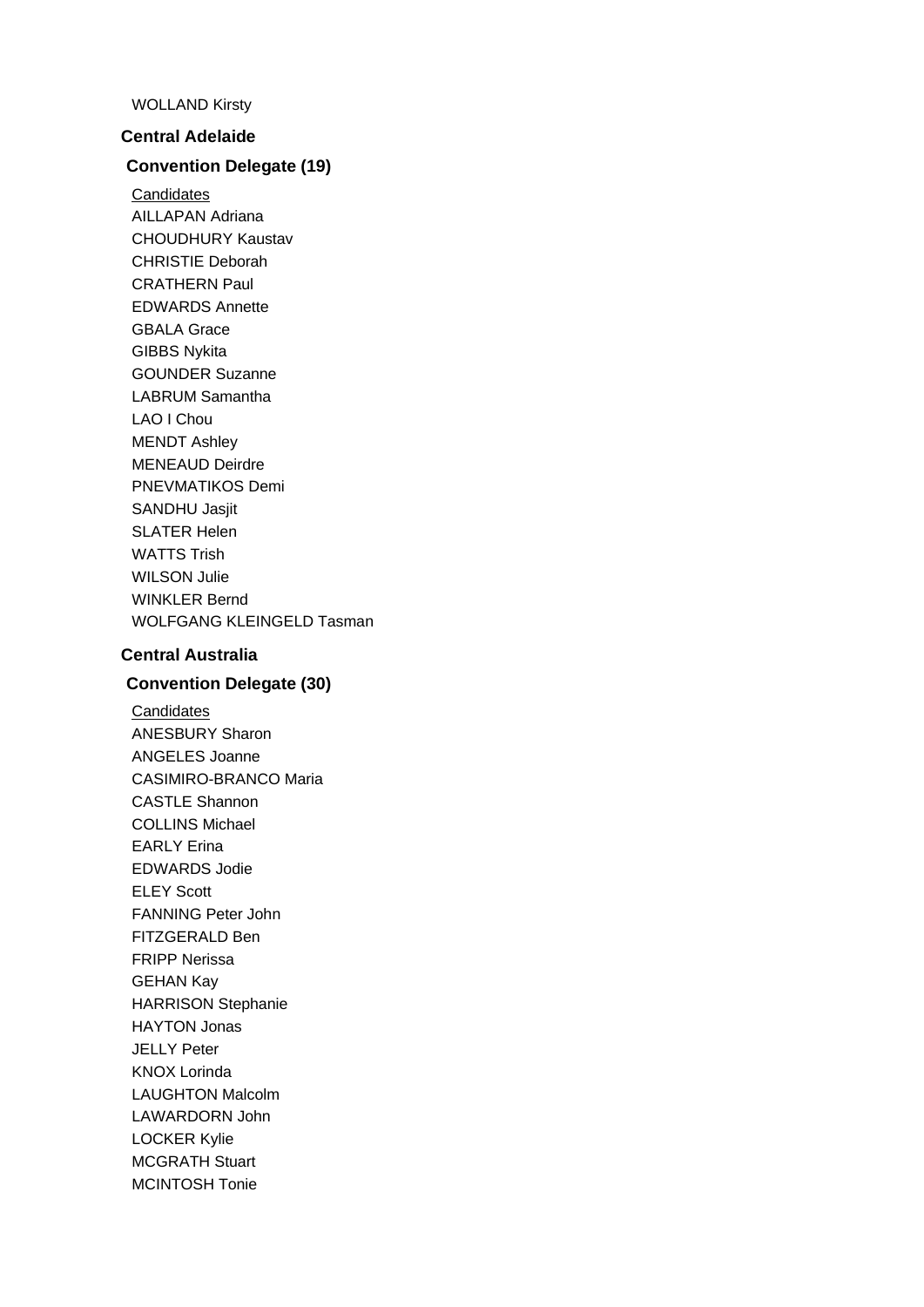WOLLAND Kirsty

## Central Adelaide

### Convention Delegate (19)

Candidates

AILLAPAN Adriana
CHOUDHURY Kaustav
CHRISTIE Deborah
CRATHERN Paul
EDWARDS Annette
GBALA Grace
GIBBS Nykita
GOUNDER Suzanne
LABRUM Samantha
LAO I Chou
MENDT Ashley
MENEAUD Deirdre
PNEVMATIKOS Demi
SANDHU Jasjit
SLATER Helen
WATTS Trish
WILSON Julie
WINKLER Bernd
WOLFGANG KLEINGELD Tasman

## Central Australia

### Convention Delegate (30)

Candidates

ANESBURY Sharon
ANGELES Joanne
CASIMIRO-BRANCO Maria
CASTLE Shannon
COLLINS Michael
EARLY Erina
EDWARDS Jodie
ELEY Scott
FANNING Peter John
FITZGERALD Ben
FRIPP Nerissa
GEHAN Kay
HARRISON Stephanie
HAYTON Jonas
JELLY Peter
KNOX Lorinda
LAUGHTON Malcolm
LAWARDORN John
LOCKER Kylie
MCGRATH Stuart
MCINTOSH Tonie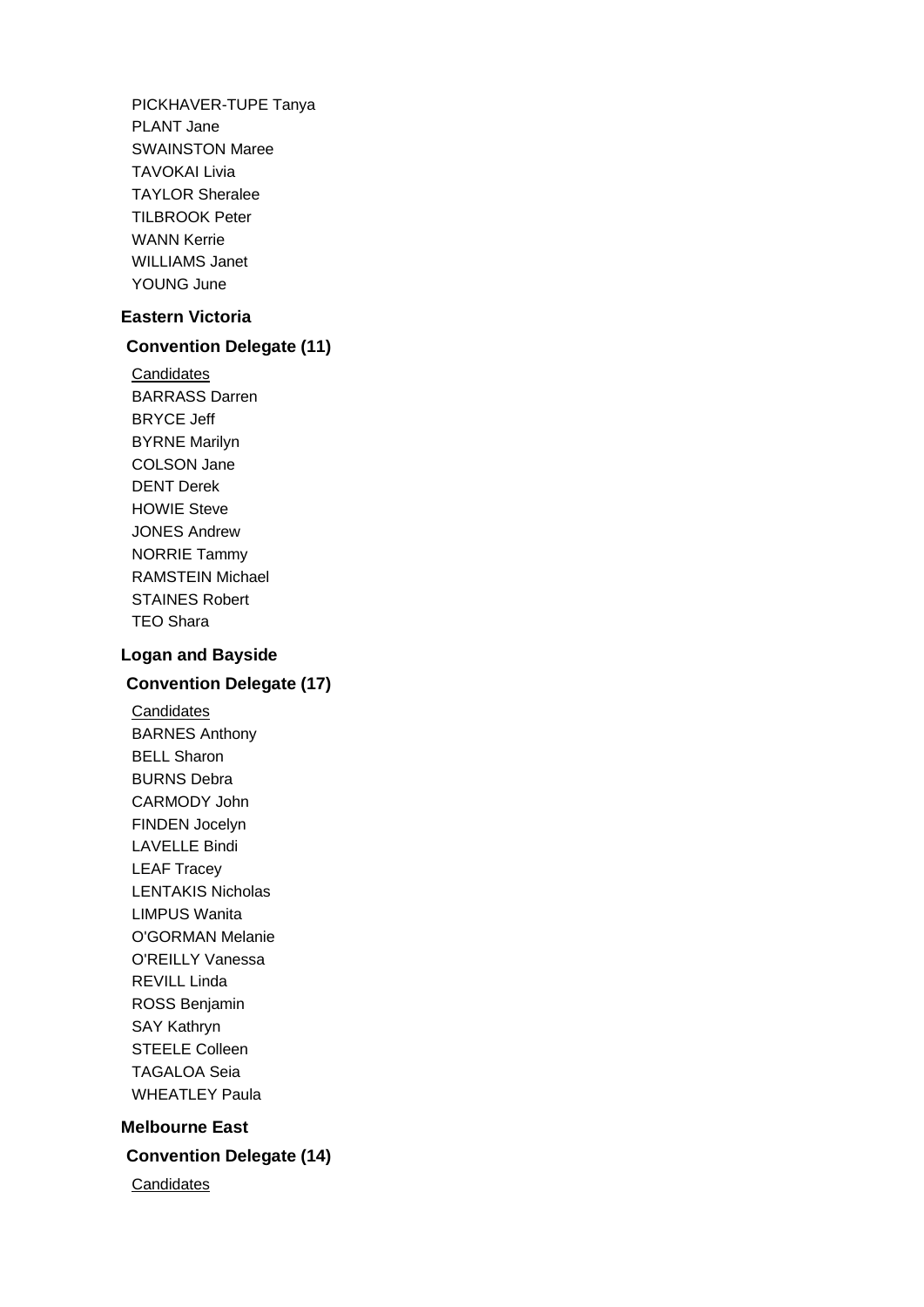PICKHAVER-TUPE Tanya
PLANT Jane
SWAINSTON Maree
TAVOKAI Livia
TAYLOR Sheralee
TILBROOK Peter
WANN Kerrie
WILLIAMS Janet
YOUNG June

### Eastern Victoria

#### Convention Delegate (11)

Candidates
BARRASS Darren
BRYCE Jeff
BYRNE Marilyn
COLSON Jane
DENT Derek
HOWIE Steve
JONES Andrew
NORRIE Tammy
RAMSTEIN Michael
STAINES Robert
TEO Shara

### Logan and Bayside

#### Convention Delegate (17)

Candidates
BARNES Anthony
BELL Sharon
BURNS Debra
CARMODY John
FINDEN Jocelyn
LAVELLE Bindi
LEAF Tracey
LENTAKIS Nicholas
LIMPUS Wanita
O'GORMAN Melanie
O'REILLY Vanessa
REVILL Linda
ROSS Benjamin
SAY Kathryn
STEELE Colleen
TAGALOA Seia
WHEATLEY Paula

### Melbourne East

#### Convention Delegate (14)

Candidates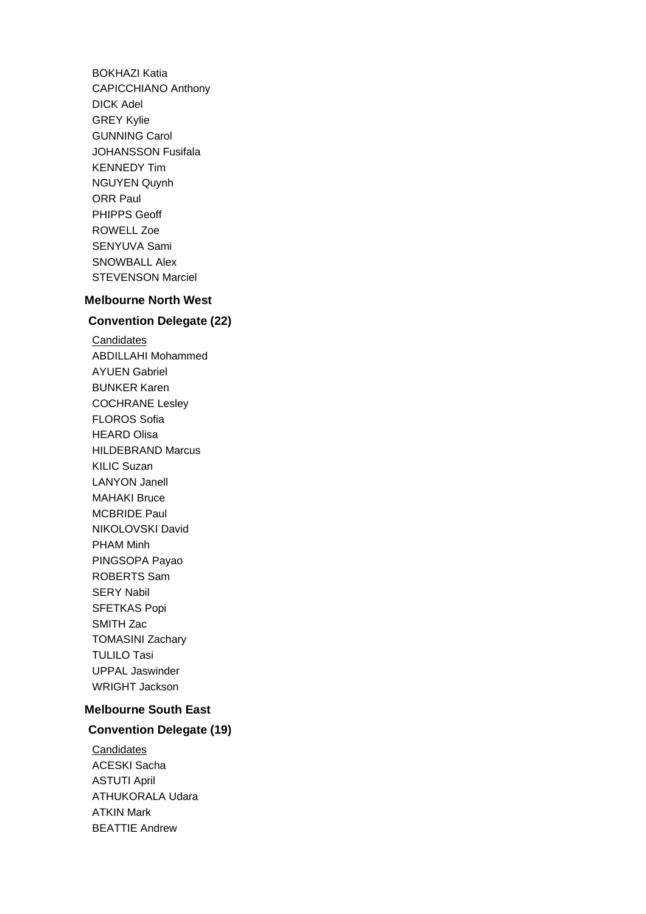BOKHAZI Katia
CAPICCHIANO Anthony
DICK Adel
GREY Kylie
GUNNING Carol
JOHANSSON Fusifala
KENNEDY Tim
NGUYEN Quynh
ORR Paul
PHIPPS Geoff
ROWELL Zoe
SENYUVA Sami
SNOWBALL Alex
STEVENSON Marciel

**Melbourne North West**

**Convention Delegate (22)**

Candidates
ABDILLAHI Mohammed
AYUEN Gabriel
BUNKER Karen
COCHRANE Lesley
FLOROS Sofia
HEARD Olisa
HILDEBRAND Marcus
KILIC Suzan
LANYON Janell
MAHAKI Bruce
MCBRIDE Paul
NIKOLOVSKI David
PHAM Minh
PINGSOPA Payao
ROBERTS Sam
SERY Nabil
SFETKAS Popi
SMITH Zac
TOMASINI Zachary
TULILO Tasi
UPPAL Jaswinder
WRIGHT Jackson

**Melbourne South East**

**Convention Delegate (19)**

Candidates
ACESKI Sacha
ASTUTI April
ATHUKORALA Udara
ATKIN Mark
BEATTIE Andrew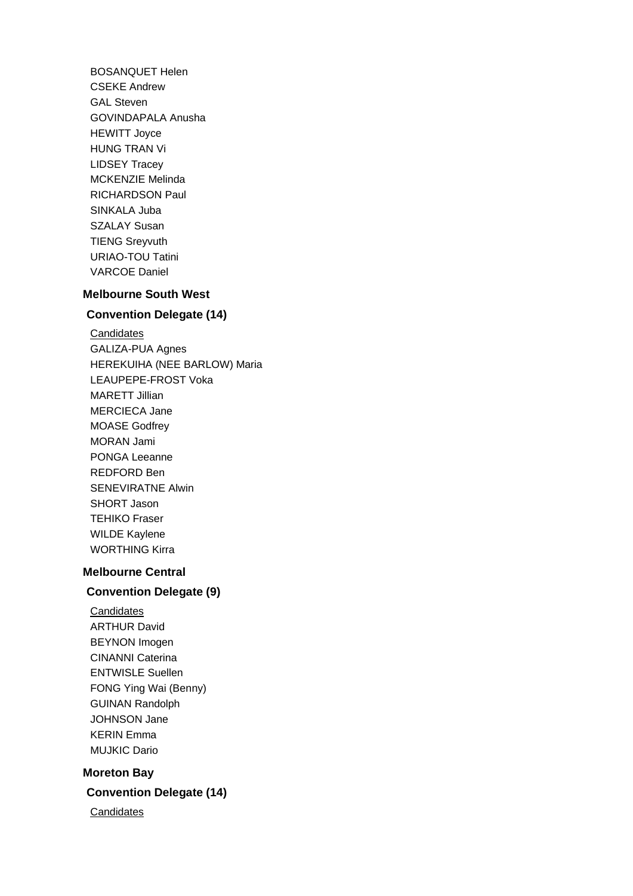BOSANQUET Helen
CSEKE Andrew
GAL Steven
GOVINDAPALA Anusha
HEWITT Joyce
HUNG TRAN Vi
LIDSEY Tracey
MCKENZIE Melinda
RICHARDSON Paul
SINKALA Juba
SZALAY Susan
TIENG Sreyvuth
URIAO-TOU Tatini
VARCOE Daniel

### Melbourne South West

#### Convention Delegate (14)

Candidates

GALIZA-PUA Agnes
HEREKUIHA (NEE BARLOW) Maria
LEAUPEPE-FROST Voka
MARETT Jillian
MERCIECA Jane
MOASE Godfrey
MORAN Jami
PONGA Leeanne
REDFORD Ben
SENEVIRATNE Alwin
SHORT Jason
TEHIKO Fraser
WILDE Kaylene
WORTHING Kirra

### Melbourne Central

#### Convention Delegate (9)

Candidates

ARTHUR David
BEYNON Imogen
CINANNI Caterina
ENTWISLE Suellen
FONG Ying Wai (Benny)
GUINAN Randolph
JOHNSON Jane
KERIN Emma
MUJKIC Dario

### Moreton Bay

#### Convention Delegate (14)

Candidates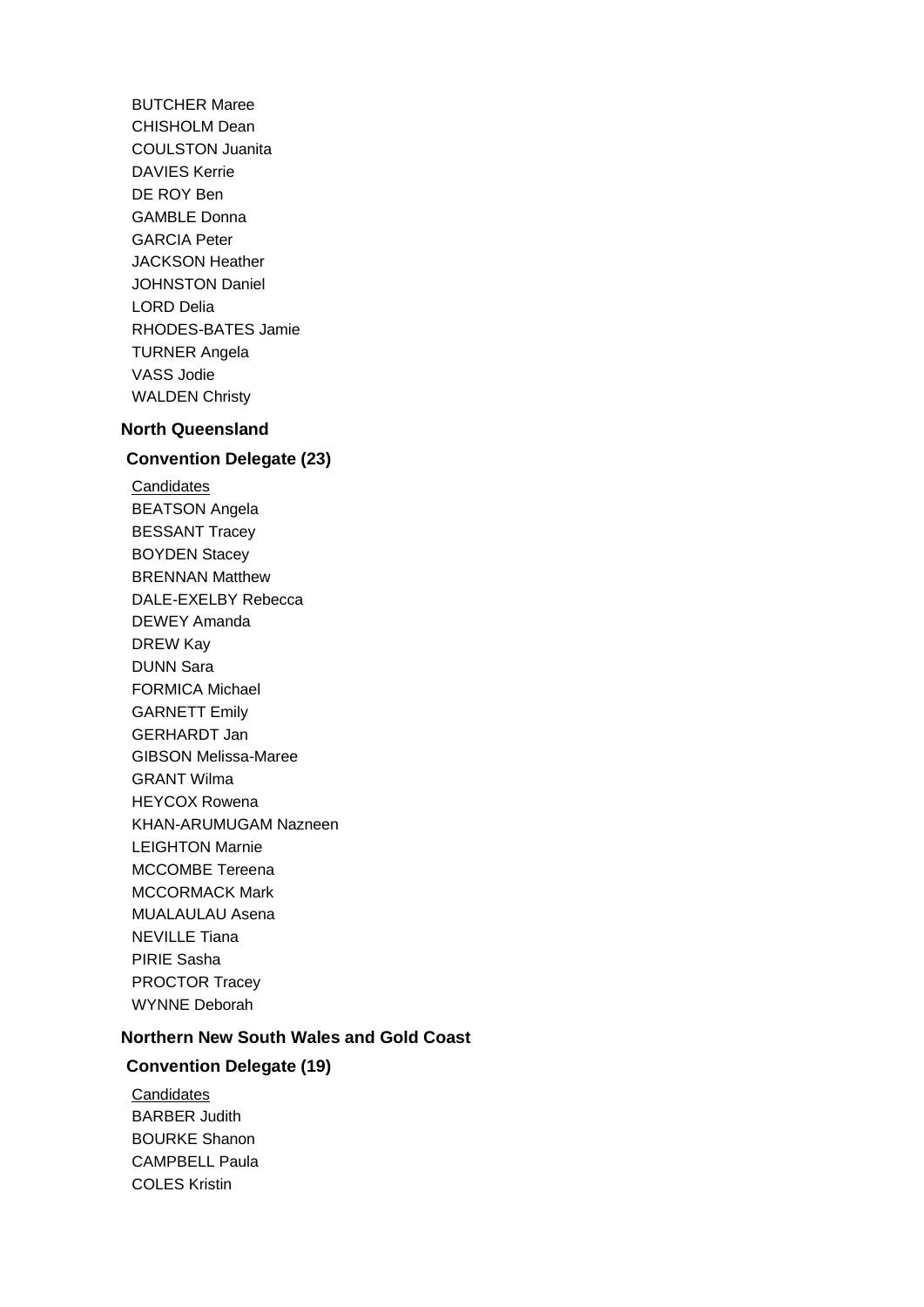BUTCHER Maree
CHISHOLM Dean
COULSTON Juanita
DAVIES Kerrie
DE ROY Ben
GAMBLE Donna
GARCIA Peter
JACKSON Heather
JOHNSTON Daniel
LORD Delia
RHODES-BATES Jamie
TURNER Angela
VASS Jodie
WALDEN Christy

## North Queensland

### Convention Delegate (23)

Candidates

BEATSON Angela
BESSANT Tracey
BOYDEN Stacey
BRENNAN Matthew
DALE-EXELBY Rebecca
DEWEY Amanda
DREW Kay
DUNN Sara
FORMICA Michael
GARNETT Emily
GERHARDT Jan
GIBSON Melissa-Maree
GRANT Wilma
HEYCOX Rowena
KHAN-ARUMUGAM Nazneen
LEIGHTON Marnie
MCCOMBE Tereena
MCCORMACK Mark
MUALAULAU Asena
NEVILLE Tiana
PIRIE Sasha
PROCTOR Tracey
WYNNE Deborah

## Northern New South Wales and Gold Coast

### Convention Delegate (19)

Candidates

BARBER Judith
BOURKE Shanon
CAMPBELL Paula
COLES Kristin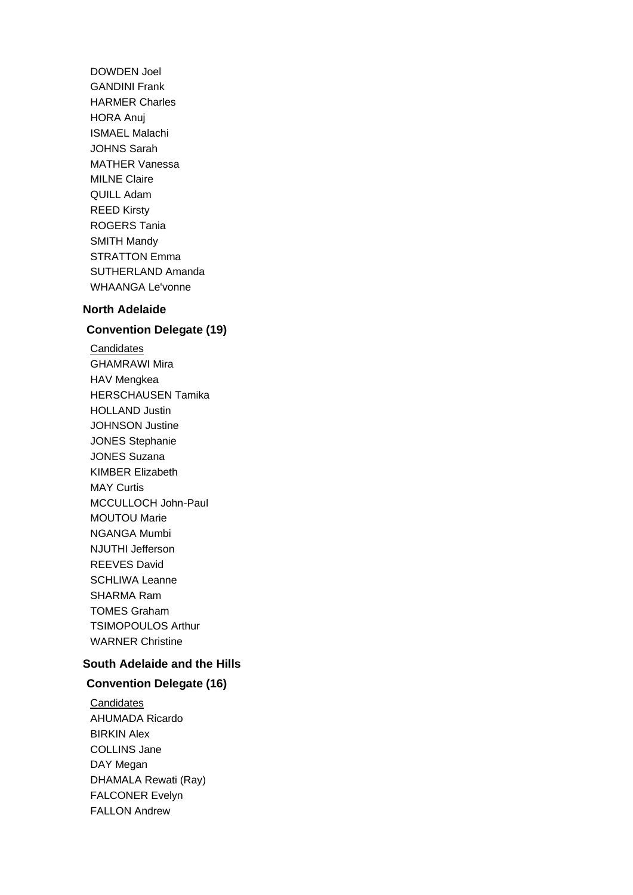DOWDEN Joel
GANDINI Frank
HARMER Charles
HORA Anuj
ISMAEL Malachi
JOHNS Sarah
MATHER Vanessa
MILNE Claire
QUILL Adam
REED Kirsty
ROGERS Tania
SMITH Mandy
STRATTON Emma
SUTHERLAND Amanda
WHAANGA Le'vonne

## North Adelaide

### Convention Delegate (19)

Candidates
GHAMRAWI Mira
HAV Mengkea
HERSCHAUSEN Tamika
HOLLAND Justin
JOHNSON Justine
JONES Stephanie
JONES Suzana
KIMBER Elizabeth
MAY Curtis
MCCULLOCH John-Paul
MOUTOU Marie
NGANGA Mumbi
NJUTHI Jefferson
REEVES David
SCHLIWA Leanne
SHARMA Ram
TOMES Graham
TSIMOPOULOS Arthur
WARNER Christine

## South Adelaide and the Hills

### Convention Delegate (16)

Candidates
AHUMADA Ricardo
BIRKIN Alex
COLLINS Jane
DAY Megan
DHAMALA Rewati (Ray)
FALCONER Evelyn
FALLON Andrew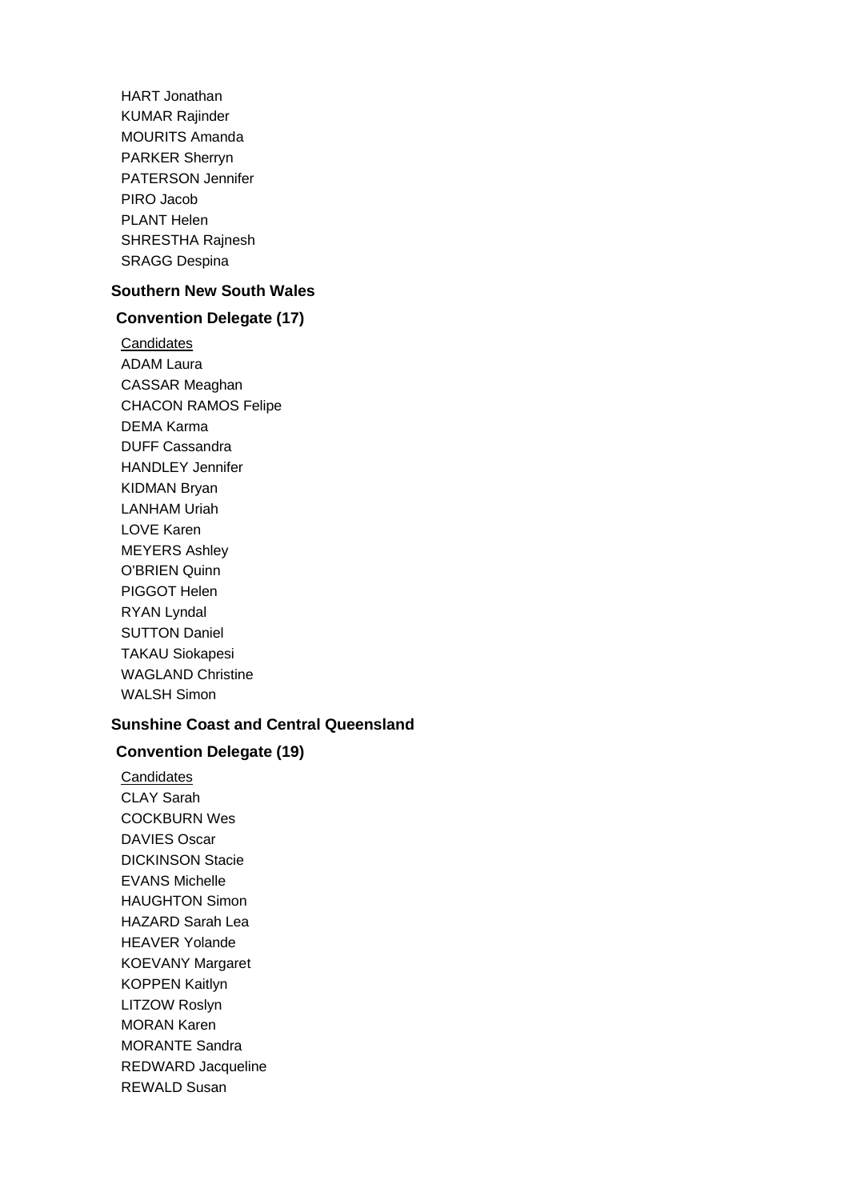HART Jonathan
KUMAR Rajinder
MOURITS Amanda
PARKER Sherryn
PATERSON Jennifer
PIRO Jacob
PLANT Helen
SHRESTHA Rajnesh
SRAGG Despina

### Southern New South Wales

#### Convention Delegate (17)

<u>Candidates</u>
ADAM Laura
CASSAR Meaghan
CHACON RAMOS Felipe
DEMA Karma
DUFF Cassandra
HANDLEY Jennifer
KIDMAN Bryan
LANHAM Uriah
LOVE Karen
MEYERS Ashley
O'BRIEN Quinn
PIGGOT Helen
RYAN Lyndal
SUTTON Daniel
TAKAU Siokapesi
WAGLAND Christine
WALSH Simon

### Sunshine Coast and Central Queensland

#### Convention Delegate (19)

<u>Candidates</u>
CLAY Sarah
COCKBURN Wes
DAVIES Oscar
DICKINSON Stacie
EVANS Michelle
HAUGHTON Simon
HAZARD Sarah Lea
HEAVER Yolande
KOEVANY Margaret
KOPPEN Kaitlyn
LITZOW Roslyn
MORAN Karen
MORANTE Sandra
REDWARD Jacqueline
REWALD Susan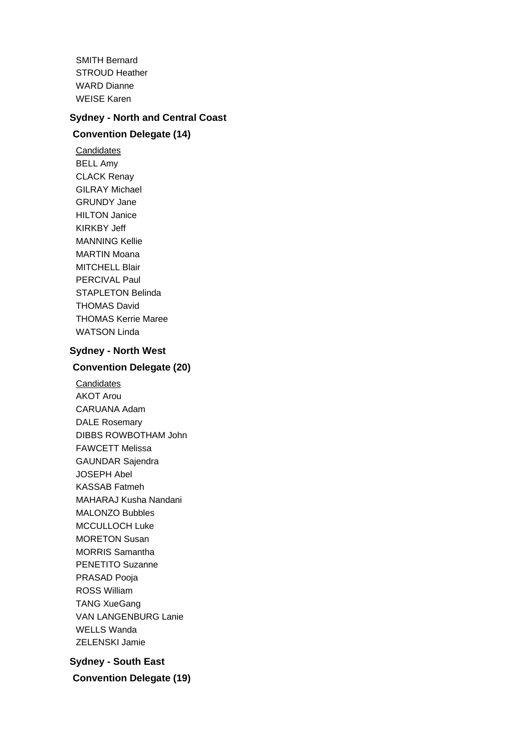SMITH Bernard
STROUD Heather
WARD Dianne
WEISE Karen

## Sydney - North and Central Coast

### Convention Delegate (14)

Candidates

BELL Amy
CLACK Renay
GILRAY Michael
GRUNDY Jane
HILTON Janice
KIRKBY Jeff
MANNING Kellie
MARTIN Moana
MITCHELL Blair
PERCIVAL Paul
STAPLETON Belinda
THOMAS David
THOMAS Kerrie Maree
WATSON Linda

## Sydney - North West

### Convention Delegate (20)

Candidates

AKOT Arou
CARUANA Adam
DALE Rosemary
DIBBS ROWBOTHAM John
FAWCETT Melissa
GAUNDAR Sajendra
JOSEPH Abel
KASSAB Fatmeh
MAHARAJ Kusha Nandani
MALONZO Bubbles
MCCULLOCH Luke
MORETON Susan
MORRIS Samantha
PENETITO Suzanne
PRASAD Pooja
ROSS William
TANG XueGang
VAN LANGENBURG Lanie
WELLS Wanda
ZELENSKI Jamie

## Sydney - South East

### Convention Delegate (19)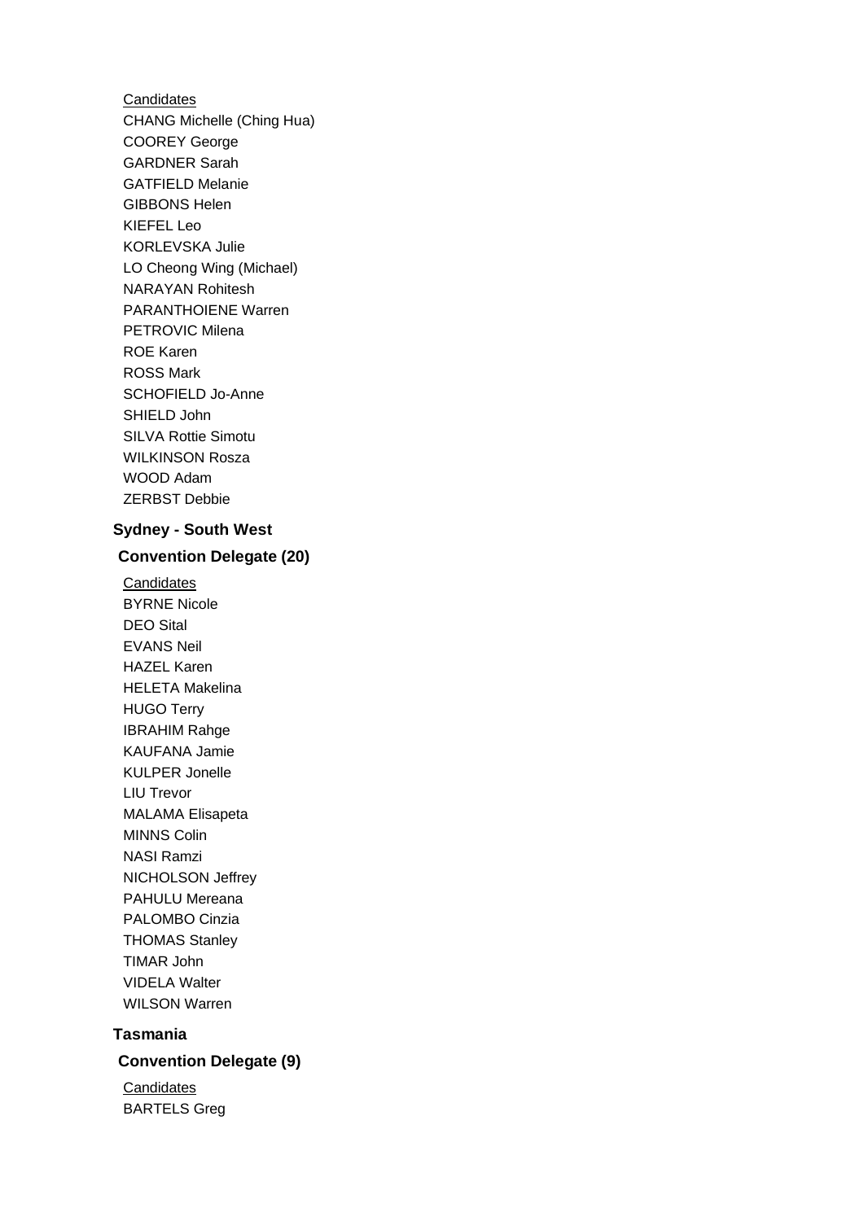Candidates

CHANG Michelle (Ching Hua)
COOREY George
GARDNER Sarah
GATFIELD Melanie
GIBBONS Helen
KIEFEL Leo
KORLEVSKA Julie
LO Cheong Wing (Michael)
NARAYAN Rohitesh
PARANTHOIENE Warren
PETROVIC Milena
ROE Karen
ROSS Mark
SCHOFIELD Jo-Anne
SHIELD John
SILVA Rottie Simotu
WILKINSON Rosza
WOOD Adam
ZERBST Debbie

## Sydney - South West

### Convention Delegate (20)

Candidates

BYRNE Nicole
DEO Sital
EVANS Neil
HAZEL Karen
HELETA Makelina
HUGO Terry
IBRAHIM Rahge
KAUFANA Jamie
KULPER Jonelle
LIU Trevor
MALAMA Elisapeta
MINNS Colin
NASI Ramzi
NICHOLSON Jeffrey
PAHULU Mereana
PALOMBO Cinzia
THOMAS Stanley
TIMAR John
VIDELA Walter
WILSON Warren

## Tasmania

### Convention Delegate (9)

Candidates

BARTELS Greg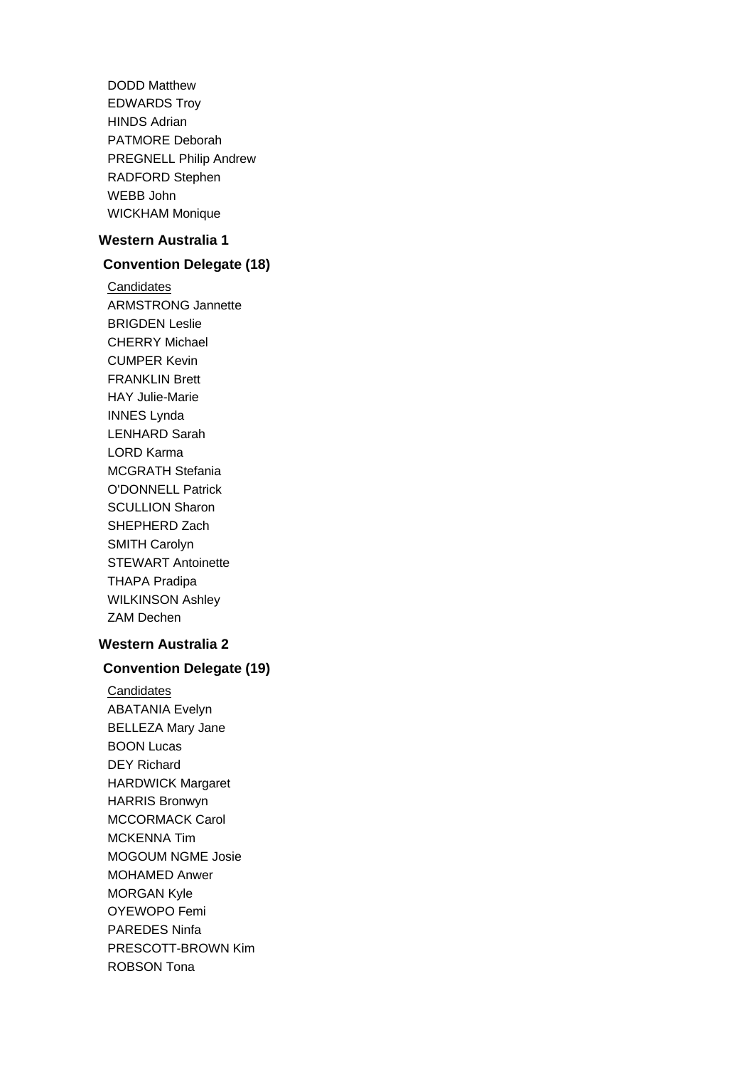DODD Matthew
EDWARDS Troy
HINDS Adrian
PATMORE Deborah
PREGNELL Philip Andrew
RADFORD Stephen
WEBB John
WICKHAM Monique

## Western Australia 1

### Convention Delegate (18)

Candidates

ARMSTRONG Jannette
BRIGDEN Leslie
CHERRY Michael
CUMPER Kevin
FRANKLIN Brett
HAY Julie-Marie
INNES Lynda
LENHARD Sarah
LORD Karma
MCGRATH Stefania
O'DONNELL Patrick
SCULLION Sharon
SHEPHERD Zach
SMITH Carolyn
STEWART Antoinette
THAPA Pradipa
WILKINSON Ashley
ZAM Dechen

## Western Australia 2

### Convention Delegate (19)

Candidates

ABATANIA Evelyn
BELLEZA Mary Jane
BOON Lucas
DEY Richard
HARDWICK Margaret
HARRIS Bronwyn
MCCORMACK Carol
MCKENNA Tim
MOGOUM NGME Josie
MOHAMED Anwer
MORGAN Kyle
OYEWOPO Femi
PAREDES Ninfa
PRESCOTT-BROWN Kim
ROBSON Tona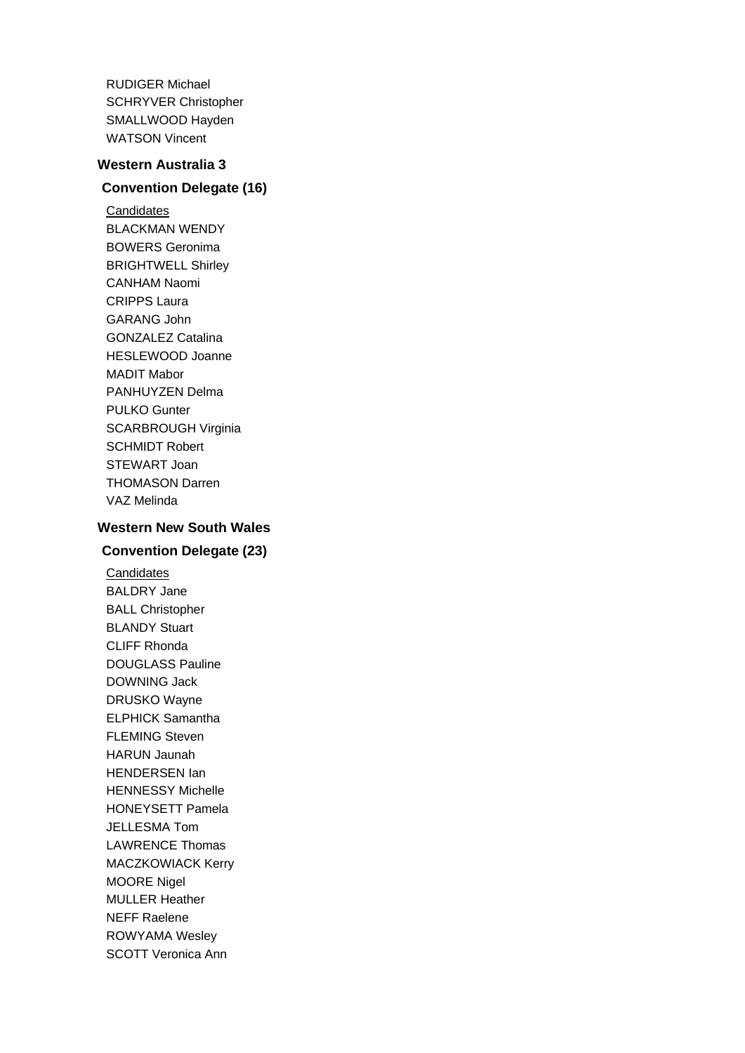RUDIGER Michael
SCHRYVER Christopher
SMALLWOOD Hayden
WATSON Vincent

### Western Australia 3

#### Convention Delegate (16)

Candidates

BLACKMAN WENDY
BOWERS Geronima
BRIGHTWELL Shirley
CANHAM Naomi
CRIPPS Laura
GARANG John
GONZALEZ Catalina
HESLEWOOD Joanne
MADIT Mabor
PANHUYZEN Delma
PULKO Gunter
SCARBROUGH Virginia
SCHMIDT Robert
STEWART Joan
THOMASON Darren
VAZ Melinda

### Western New South Wales

#### Convention Delegate (23)

Candidates

BALDRY Jane
BALL Christopher
BLANDY Stuart
CLIFF Rhonda
DOUGLASS Pauline
DOWNING Jack
DRUSKO Wayne
ELPHICK Samantha
FLEMING Steven
HARUN Jaunah
HENDERSEN Ian
HENNESSY Michelle
HONEYSETT Pamela
JELLESMA Tom
LAWRENCE Thomas
MACZKOWIACK Kerry
MOORE Nigel
MULLER Heather
NEFF Raelene
ROWYAMA Wesley
SCOTT Veronica Ann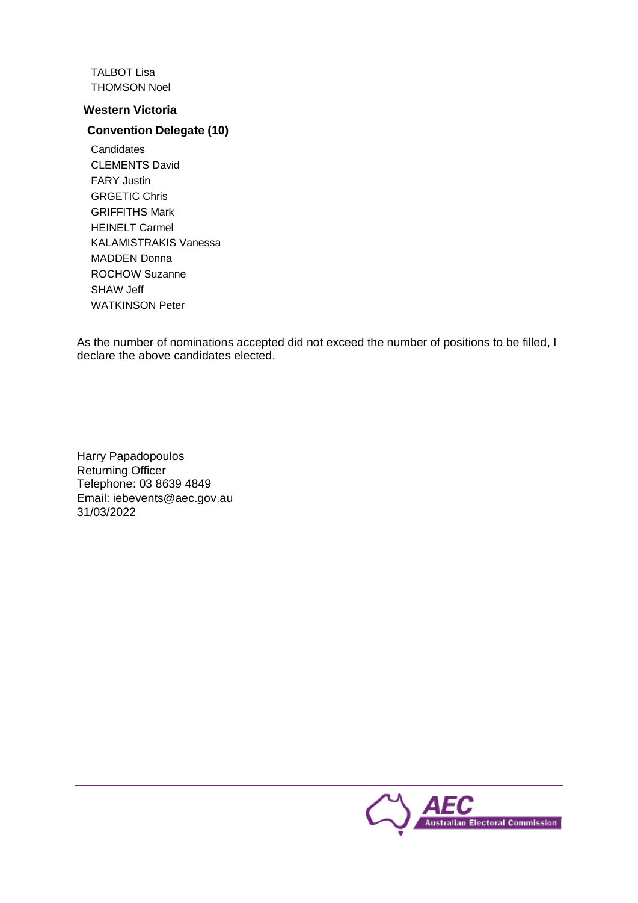TALBOT Lisa
THOMSON Noel

### Western Victoria

#### Convention Delegate (10)

Candidates
CLEMENTS David
FARY Justin
GRGETIC Chris
GRIFFITHS Mark
HEINELT Carmel
KALAMISTRAKIS Vanessa
MADDEN Donna
ROCHOW Suzanne
SHAW Jeff
WATKINSON Peter

As the number of nominations accepted did not exceed the number of positions to be filled, I declare the above candidates elected.

Harry Papadopoulos
Returning Officer
Telephone: 03 8639 4849
Email: iebevents@aec.gov.au
31/03/2022